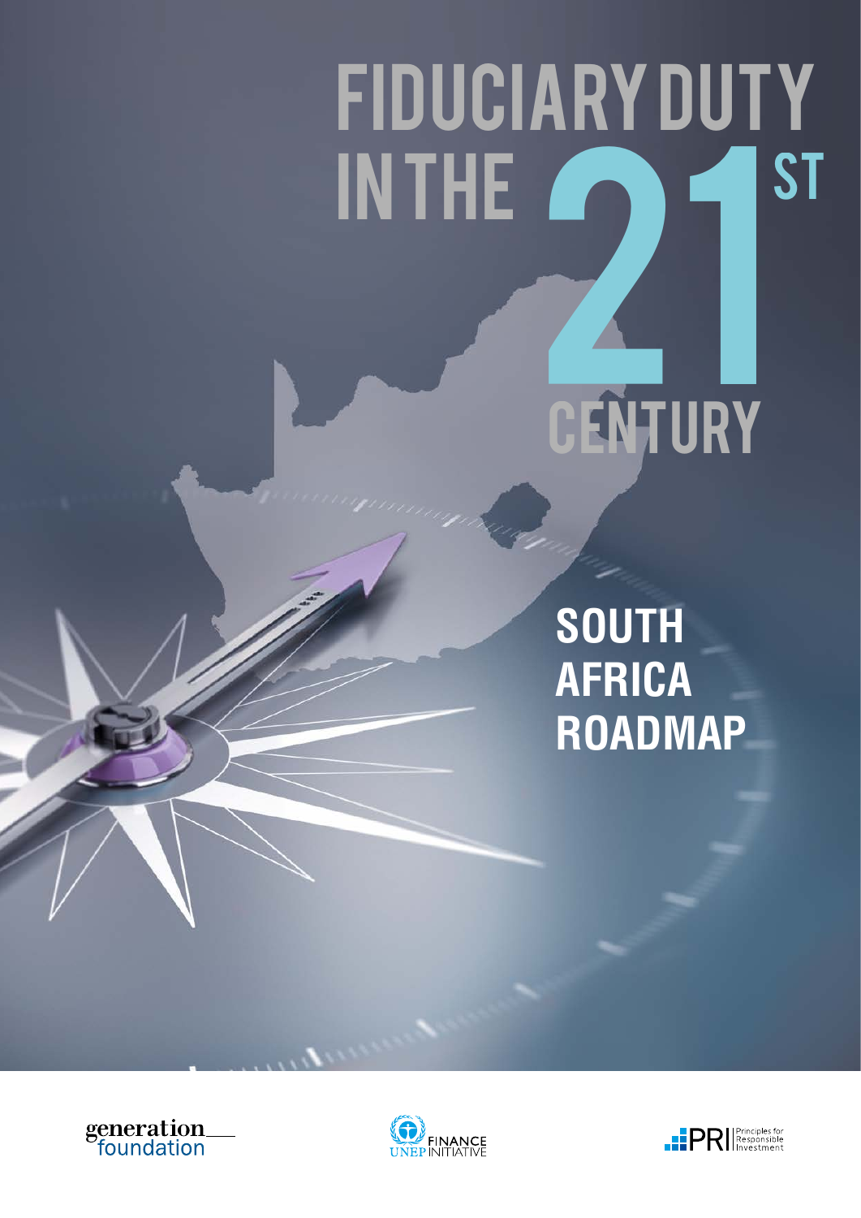# FIDUCIARY DUTY IN THE 21ST CENTURY

## SOUTH AFRICA ROADMAP

generation foundation

UNEP FINANCE INITIATIVE

PRI Principles for Responsible Investment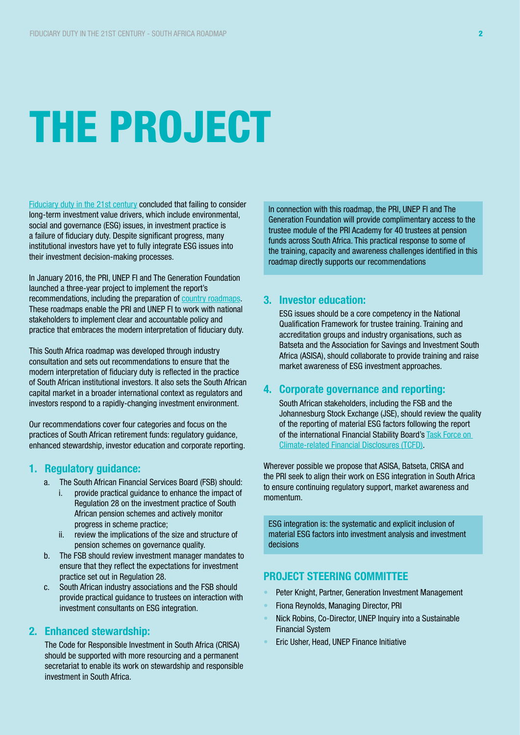# THE PROJECT

Fiduciary duty in the 21st century concluded that failing to consider long-term investment value drivers, which include environmental, social and governance (ESG) issues, in investment practice is a failure of fiduciary duty. Despite significant progress, many institutional investors have yet to fully integrate ESG issues into their investment decision-making processes.

In January 2016, the PRI, UNEP FI and The Generation Foundation launched a three-year project to implement the report's recommendations, including the preparation of country roadmaps. These roadmaps enable the PRI and UNEP FI to work with national stakeholders to implement clear and accountable policy and practice that embraces the modern interpretation of fiduciary duty.

This South Africa roadmap was developed through industry consultation and sets out recommendations to ensure that the modern interpretation of fiduciary duty is reflected in the practice of South African institutional investors. It also sets the South African capital market in a broader international context as regulators and investors respond to a rapidly-changing investment environment.

Our recommendations cover four categories and focus on the practices of South African retirement funds: regulatory guidance, enhanced stewardship, investor education and corporate reporting.

## 1. Regulatory guidance:

a. The South African Financial Services Board (FSB) should:
   i. provide practical guidance to enhance the impact of Regulation 28 on the investment practice of South African pension schemes and actively monitor progress in scheme practice;
   ii. review the implications of the size and structure of pension schemes on governance quality.

b. The FSB should review investment manager mandates to ensure that they reflect the expectations for investment practice set out in Regulation 28.

c. South African industry associations and the FSB should provide practical guidance to trustees on interaction with investment consultants on ESG integration.

## 2. Enhanced stewardship:

The Code for Responsible Investment in South Africa (CRISA) should be supported with more resourcing and a permanent secretariat to enable its work on stewardship and responsible investment in South Africa.

In connection with this roadmap, the PRI, UNEP FI and The Generation Foundation will provide complimentary access to the trustee module of the PRI Academy for 40 trustees at pension funds across South Africa. This practical response to some of the training, capacity and awareness challenges identified in this roadmap directly supports our recommendations

## 3. Investor education:

ESG issues should be a core competency in the National Qualification Framework for trustee training. Training and accreditation groups and industry organisations, such as Batseta and the Association for Savings and Investment South Africa (ASISA), should collaborate to provide training and raise market awareness of ESG investment approaches.

## 4. Corporate governance and reporting:

South African stakeholders, including the FSB and the Johannesburg Stock Exchange (JSE), should review the quality of the reporting of material ESG factors following the report of the international Financial Stability Board's Task Force on Climate-related Financial Disclosures (TCFD).

Wherever possible we propose that ASISA, Batseta, CRISA and the PRI seek to align their work on ESG integration in South Africa to ensure continuing regulatory support, market awareness and momentum.

ESG integration is: the systematic and explicit inclusion of material ESG factors into investment analysis and investment decisions

## PROJECT STEERING COMMITTEE

- Peter Knight, Partner, Generation Investment Management
- Fiona Reynolds, Managing Director, PRI
- Nick Robins, Co-Director, UNEP Inquiry into a Sustainable Financial System
- Eric Usher, Head, UNEP Finance Initiative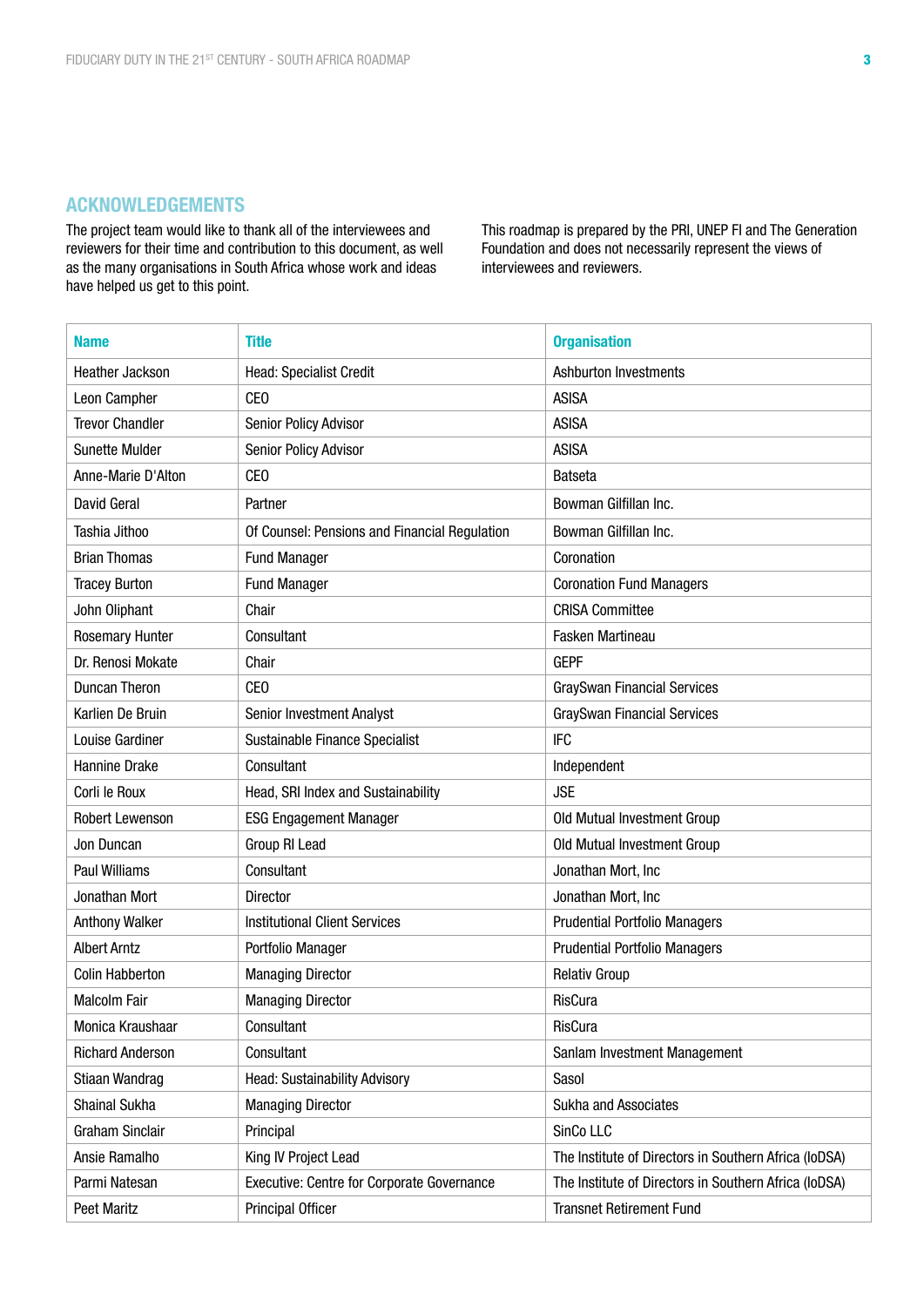## ACKNOWLEDGEMENTS

The project team would like to thank all of the interviewees and reviewers for their time and contribution to this document, as well as the many organisations in South Africa whose work and ideas have helped us get to this point.

This roadmap is prepared by the PRI, UNEP FI and The Generation Foundation and does not necessarily represent the views of interviewees and reviewers.

| Name | Title | Organisation |
|---|---|---|
| Heather Jackson | Head: Specialist Credit | Ashburton Investments |
| Leon Campher | CEO | ASISA |
| Trevor Chandler | Senior Policy Advisor | ASISA |
| Sunette Mulder | Senior Policy Advisor | ASISA |
| Anne-Marie D'Alton | CEO | Batseta |
| David Geral | Partner | Bowman Gilfillan Inc. |
| Tashia Jithoo | Of Counsel: Pensions and Financial Regulation | Bowman Gilfillan Inc. |
| Brian Thomas | Fund Manager | Coronation |
| Tracey Burton | Fund Manager | Coronation Fund Managers |
| John Oliphant | Chair | CRISA Committee |
| Rosemary Hunter | Consultant | Fasken Martineau |
| Dr. Renosi Mokate | Chair | GEPF |
| Duncan Theron | CEO | GraySwan Financial Services |
| Karlien De Bruin | Senior Investment Analyst | GraySwan Financial Services |
| Louise Gardiner | Sustainable Finance Specialist | IFC |
| Hannine Drake | Consultant | Independent |
| Corli le Roux | Head, SRI Index and Sustainability | JSE |
| Robert Lewenson | ESG Engagement Manager | Old Mutual Investment Group |
| Jon Duncan | Group RI Lead | Old Mutual Investment Group |
| Paul Williams | Consultant | Jonathan Mort, Inc |
| Jonathan Mort | Director | Jonathan Mort, Inc |
| Anthony Walker | Institutional Client Services | Prudential Portfolio Managers |
| Albert Arntz | Portfolio Manager | Prudential Portfolio Managers |
| Colin Habberton | Managing Director | Relativ Group |
| Malcolm Fair | Managing Director | RisCura |
| Monica Kraushaar | Consultant | RisCura |
| Richard Anderson | Consultant | Sanlam Investment Management |
| Stiaan Wandrag | Head: Sustainability Advisory | Sasol |
| Shainal Sukha | Managing Director | Sukha and Associates |
| Graham Sinclair | Principal | SinCo LLC |
| Ansie Ramalho | King IV Project Lead | The Institute of Directors in Southern Africa (IoDSA) |
| Parmi Natesan | Executive: Centre for Corporate Governance | The Institute of Directors in Southern Africa (IoDSA) |
| Peet Maritz | Principal Officer | Transnet Retirement Fund |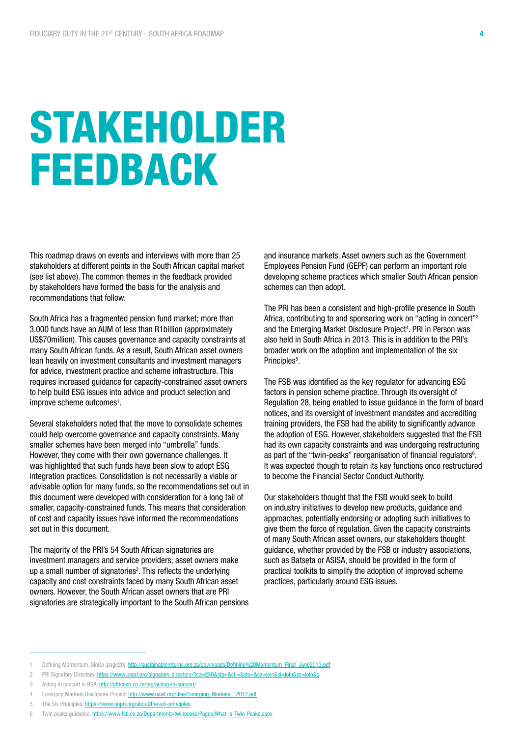# STAKEHOLDER FEEDBACK

This roadmap draws on events and interviews with more than 25 stakeholders at different points in the South African capital market (see list above). The common themes in the feedback provided by stakeholders have formed the basis for the analysis and recommendations that follow.

South Africa has a fragmented pension fund market; more than 3,000 funds have an AUM of less than R1billion (approximately US$70million). This causes governance and capacity constraints at many South African funds. As a result, South African asset owners lean heavily on investment consultants and investment managers for advice, investment practice and scheme infrastructure. This requires increased guidance for capacity-constrained asset owners to help build ESG issues into advice and product selection and improve scheme outcomes[1].

Several stakeholders noted that the move to consolidate schemes could help overcome governance and capacity constraints. Many smaller schemes have been merged into "umbrella" funds. However, they come with their own governance challenges. It was highlighted that such funds have been slow to adopt ESG integration practices. Consolidation is not necessarily a viable or advisable option for many funds, so the recommendations set out in this document were developed with consideration for a long tail of smaller, capacity-constrained funds. This means that consideration of cost and capacity issues have informed the recommendations set out in this document.

The majority of the PRI's 54 South African signatories are investment managers and service providers; asset owners make up a small number of signatories[2]. This reflects the underlying capacity and cost constraints faced by many South African asset owners. However, the South African asset owners that are PRI signatories are strategically important to the South African pensions and insurance markets. Asset owners such as the Government Employees Pension Fund (GEPF) can perform an important role developing scheme practices which smaller South African pension schemes can then adopt.

The PRI has been a consistent and high-profile presence in South Africa, contributing to and sponsoring work on "acting in concert"[3] and the Emerging Market Disclosure Project[4]. PRI in Person was also held in South Africa in 2013. This is in addition to the PRI's broader work on the adoption and implementation of the six Principles[5].

The FSB was identified as the key regulator for advancing ESG factors in pension scheme practice. Through its oversight of Regulation 28, being enabled to issue guidance in the form of board notices, and its oversight of investment mandates and accrediting training providers, the FSB had the ability to significantly advance the adoption of ESG. However, stakeholders suggested that the FSB had its own capacity constraints and was undergoing restructuring as part of the "twin-peaks" reorganisation of financial regulators[6]. It was expected though to retain its key functions once restructured to become the Financial Sector Conduct Authority.

Our stakeholders thought that the FSB would seek to build on industry initiatives to develop new products, guidance and approaches, potentially endorsing or adopting such initiatives to give them the force of regulation. Given the capacity constraints of many South African asset owners, our stakeholders thought guidance, whether provided by the FSB or industry associations, such as Batseta or ASISA, should be provided in the form of practical toolkits to simplify the adoption of improved scheme practices, particularly around ESG issues.

---

1 Defining Momentum, SinCo (page20): http://sustainablereturns.org.za/downloads/Defining%20Momentum_Final_June2013.pdf

2 PRI Signatory Directory: https://www.unpri.org/signatory-directory/?co=250&sta=&sti=&sts=&sa=join&si=join&ss=join&q

3 Acting in concert in RSA: http://africasri.co.za/tag/acting-in-concert/

4 Emerging Markets Disclosure Project: http://www.ussif.org/files/Emerging_Markets_F2012.pdf

5 The Six Principles: https://www.unpri.org/about/the-six-principles

6 Twin peaks guidance: https://www.fsb.co.za/Departments/twinpeaks/Pages/What-is-Twin-Peaks.aspx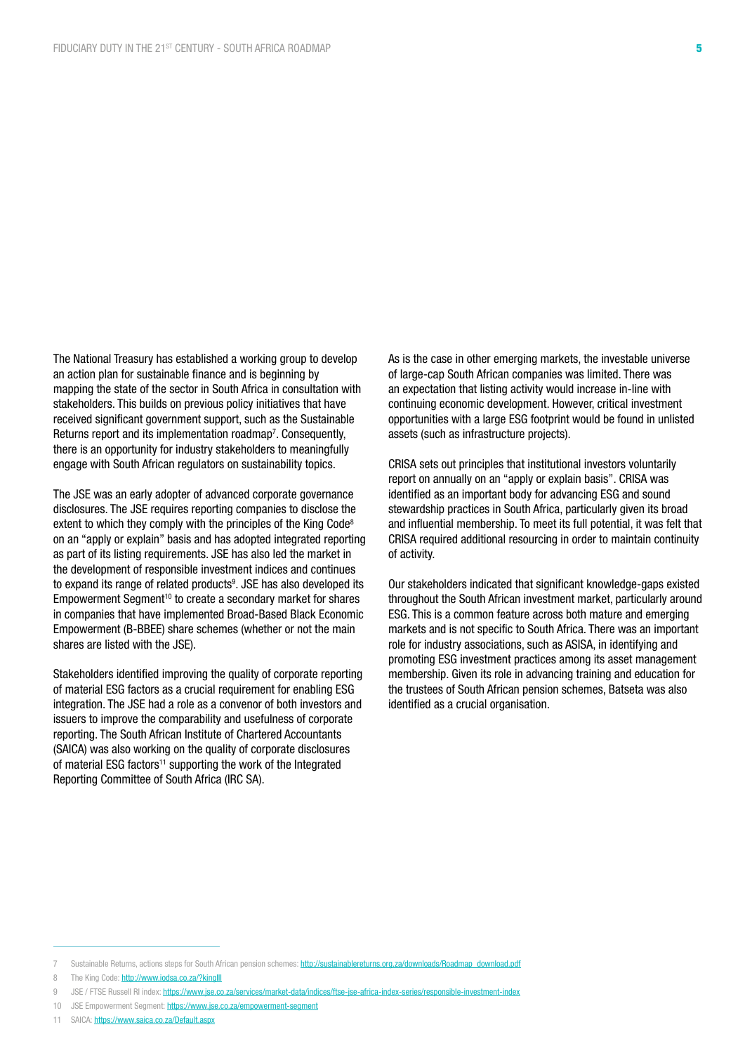The National Treasury has established a working group to develop an action plan for sustainable finance and is beginning by mapping the state of the sector in South Africa in consultation with stakeholders. This builds on previous policy initiatives that have received significant government support, such as the Sustainable Returns report and its implementation roadmap[7]. Consequently, there is an opportunity for industry stakeholders to meaningfully engage with South African regulators on sustainability topics.

The JSE was an early adopter of advanced corporate governance disclosures. The JSE requires reporting companies to disclose the extent to which they comply with the principles of the King Code[8] on an "apply or explain" basis and has adopted integrated reporting as part of its listing requirements. JSE has also led the market in the development of responsible investment indices and continues to expand its range of related products[9]. JSE has also developed its Empowerment Segment[10] to create a secondary market for shares in companies that have implemented Broad-Based Black Economic Empowerment (B-BBEE) share schemes (whether or not the main shares are listed with the JSE).

Stakeholders identified improving the quality of corporate reporting of material ESG factors as a crucial requirement for enabling ESG integration. The JSE had a role as a convenor of both investors and issuers to improve the comparability and usefulness of corporate reporting. The South African Institute of Chartered Accountants (SAICA) was also working on the quality of corporate disclosures of material ESG factors[11] supporting the work of the Integrated Reporting Committee of South Africa (IRC SA).

As is the case in other emerging markets, the investable universe of large-cap South African companies was limited. There was an expectation that listing activity would increase in-line with continuing economic development. However, critical investment opportunities with a large ESG footprint would be found in unlisted assets (such as infrastructure projects).

CRISA sets out principles that institutional investors voluntarily report on annually on an "apply or explain basis". CRISA was identified as an important body for advancing ESG and sound stewardship practices in South Africa, particularly given its broad and influential membership. To meet its full potential, it was felt that CRISA required additional resourcing in order to maintain continuity of activity.

Our stakeholders indicated that significant knowledge-gaps existed throughout the South African investment market, particularly around ESG. This is a common feature across both mature and emerging markets and is not specific to South Africa. There was an important role for industry associations, such as ASISA, in identifying and promoting ESG investment practices among its asset management membership. Given its role in advancing training and education for the trustees of South African pension schemes, Batseta was also identified as a crucial organisation.

---

7 Sustainable Returns, actions steps for South African pension schemes: http://sustainablereturns.org.za/downloads/Roadmap_download.pdf

8 The King Code: http://www.iodsa.co.za/?kingIII

9 JSE / FTSE Russell RI index: https://www.jse.co.za/services/market-data/indices/ftse-jse-africa-index-series/responsible-investment-index

10 JSE Empowerment Segment: https://www.jse.co.za/empowerment-segment

11 SAICA: https://www.saica.co.za/Default.aspx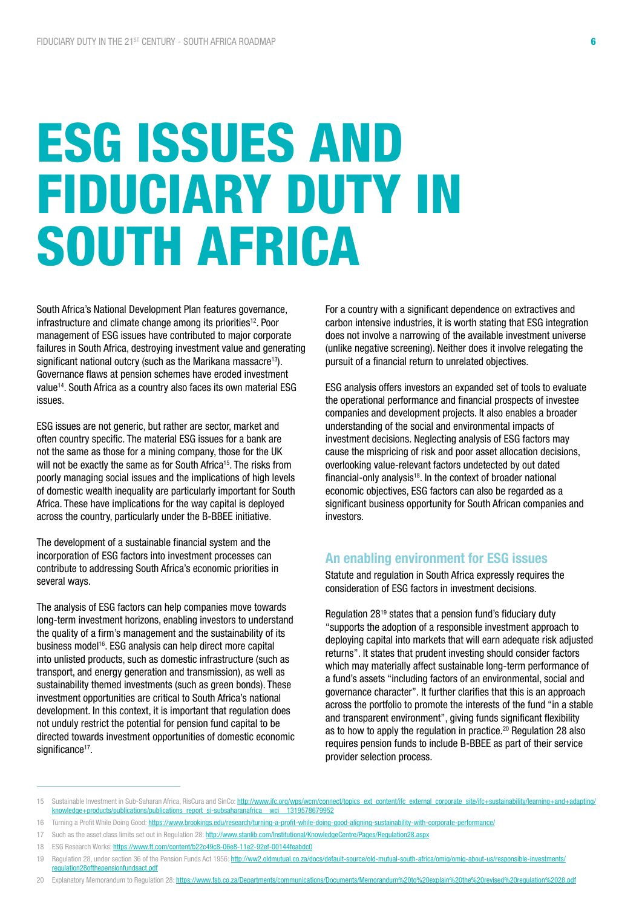# ESG ISSUES AND FIDUCIARY DUTY IN SOUTH AFRICA

South Africa's National Development Plan features governance, infrastructure and climate change among its priorities[12]. Poor management of ESG issues have contributed to major corporate failures in South Africa, destroying investment value and generating significant national outcry (such as the Marikana massacre[13]). Governance flaws at pension schemes have eroded investment value[14]. South Africa as a country also faces its own material ESG issues.

ESG issues are not generic, but rather are sector, market and often country specific. The material ESG issues for a bank are not the same as those for a mining company, those for the UK will not be exactly the same as for South Africa[15]. The risks from poorly managing social issues and the implications of high levels of domestic wealth inequality are particularly important for South Africa. These have implications for the way capital is deployed across the country, particularly under the B-BBEE initiative.

The development of a sustainable financial system and the incorporation of ESG factors into investment processes can contribute to addressing South Africa's economic priorities in several ways.

The analysis of ESG factors can help companies move towards long-term investment horizons, enabling investors to understand the quality of a firm's management and the sustainability of its business model[16]. ESG analysis can help direct more capital into unlisted products, such as domestic infrastructure (such as transport, and energy generation and transmission), as well as sustainability themed investments (such as green bonds). These investment opportunities are critical to South Africa's national development. In this context, it is important that regulation does not unduly restrict the potential for pension fund capital to be directed towards investment opportunities of domestic economic significance[17].

For a country with a significant dependence on extractives and carbon intensive industries, it is worth stating that ESG integration does not involve a narrowing of the available investment universe (unlike negative screening). Neither does it involve relegating the pursuit of a financial return to unrelated objectives.

ESG analysis offers investors an expanded set of tools to evaluate the operational performance and financial prospects of investee companies and development projects. It also enables a broader understanding of the social and environmental impacts of investment decisions. Neglecting analysis of ESG factors may cause the mispricing of risk and poor asset allocation decisions, overlooking value-relevant factors undetected by out dated financial-only analysis[18]. In the context of broader national economic objectives, ESG factors can also be regarded as a significant business opportunity for South African companies and investors.

## An enabling environment for ESG issues

Statute and regulation in South Africa expressly requires the consideration of ESG factors in investment decisions.

Regulation 28[19] states that a pension fund's fiduciary duty "supports the adoption of a responsible investment approach to deploying capital into markets that will earn adequate risk adjusted returns". It states that prudent investing should consider factors which may materially affect sustainable long-term performance of a fund's assets "including factors of an environmental, social and governance character". It further clarifies that this is an approach across the portfolio to promote the interests of the fund "in a stable and transparent environment", giving funds significant flexibility as to how to apply the regulation in practice.[20] Regulation 28 also requires pension funds to include B-BBEE as part of their service provider selection process.

---

15 Sustainable Investment in Sub-Saharan Africa, RisCura and SinCo: http://www.ifc.org/wps/wcm/connect/topics_ext_content/ifc_external_corporate_site/ifc+sustainability/learning+and+adapting/knowledge+products/publications/publications_report_si-subsaharanafrica__wci__1319578679952

16 Turning a Profit While Doing Good: https://www.brookings.edu/research/turning-a-profit-while-doing-good-aligning-sustainability-with-corporate-performance/

17 Such as the asset class limits set out in Regulation 28: http://www.stanlib.com/Institutional/KnowledgeCentre/Pages/Regulation28.aspx

18 ESG Research Works: https://www.ft.com/content/b22c49c8-06e8-11e2-92ef-00144feabdc0

19 Regulation 28, under section 36 of the Pension Funds Act 1956: http://ww2.oldmutual.co.za/docs/default-source/old-mutual-south-africa/omig/omig-about-us/responsible-investments/regulation28ofthepensionfundsact.pdf

20 Explanatory Memorandum to Regulation 28: https://www.fsb.co.za/Departments/communications/Documents/Memorandum%20to%20explain%20the%20revised%20regulation%2028.pdf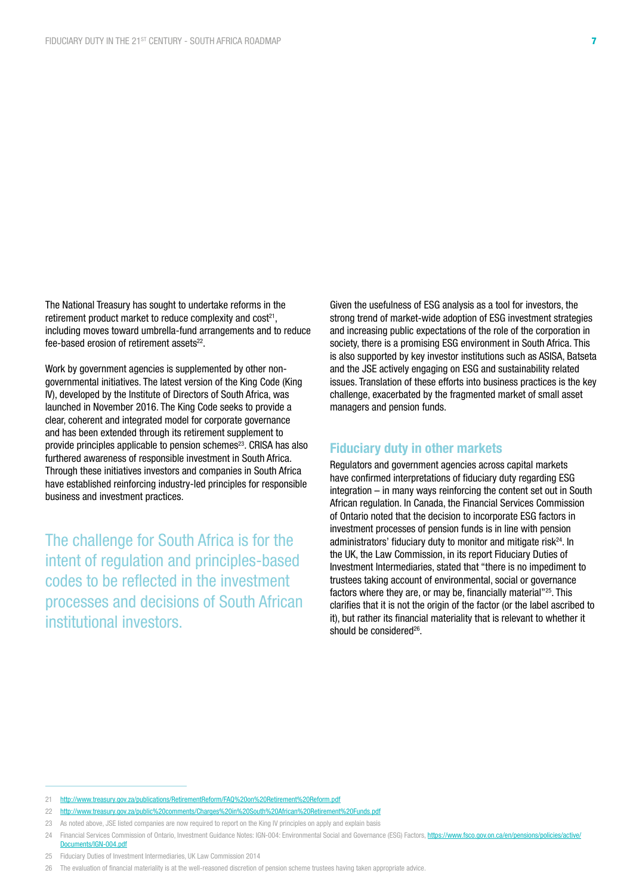The National Treasury has sought to undertake reforms in the retirement product market to reduce complexity and cost[21], including moves toward umbrella-fund arrangements and to reduce fee-based erosion of retirement assets[22].

Work by government agencies is supplemented by other non-governmental initiatives. The latest version of the King Code (King IV), developed by the Institute of Directors of South Africa, was launched in November 2016. The King Code seeks to provide a clear, coherent and integrated model for corporate governance and has been extended through its retirement supplement to provide principles applicable to pension schemes[23]. CRISA has also furthered awareness of responsible investment in South Africa. Through these initiatives investors and companies in South Africa have established reinforcing industry-led principles for responsible business and investment practices.

The challenge for South Africa is for the intent of regulation and principles-based codes to be reflected in the investment processes and decisions of South African institutional investors.

Given the usefulness of ESG analysis as a tool for investors, the strong trend of market-wide adoption of ESG investment strategies and increasing public expectations of the role of the corporation in society, there is a promising ESG environment in South Africa. This is also supported by key investor institutions such as ASISA, Batseta and the JSE actively engaging on ESG and sustainability related issues. Translation of these efforts into business practices is the key challenge, exacerbated by the fragmented market of small asset managers and pension funds.

## Fiduciary duty in other markets

Regulators and government agencies across capital markets have confirmed interpretations of fiduciary duty regarding ESG integration – in many ways reinforcing the content set out in South African regulation. In Canada, the Financial Services Commission of Ontario noted that the decision to incorporate ESG factors in investment processes of pension funds is in line with pension administrators' fiduciary duty to monitor and mitigate risk[24]. In the UK, the Law Commission, in its report Fiduciary Duties of Investment Intermediaries, stated that "there is no impediment to trustees taking account of environmental, social or governance factors where they are, or may be, financially material"[25]. This clarifies that it is not the origin of the factor (or the label ascribed to it), but rather its financial materiality that is relevant to whether it should be considered[26].

---

21 http://www.treasury.gov.za/publications/RetirementReform/FAQ%20on%20Retirement%20Reform.pdf

22 http://www.treasury.gov.za/public%20comments/Charges%20in%20South%20African%20Retirement%20Funds.pdf

23 As noted above, JSE listed companies are now required to report on the King IV principles on apply and explain basis

24 Financial Services Commission of Ontario, Investment Guidance Notes: IGN-004: Environmental Social and Governance (ESG) Factors, https://www.fsco.gov.on.ca/en/pensions/policies/active/Documents/IGN-004.pdf

25 Fiduciary Duties of Investment Intermediaries, UK Law Commission 2014

26 The evaluation of financial materiality is at the well-reasoned discretion of pension scheme trustees having taken appropriate advice.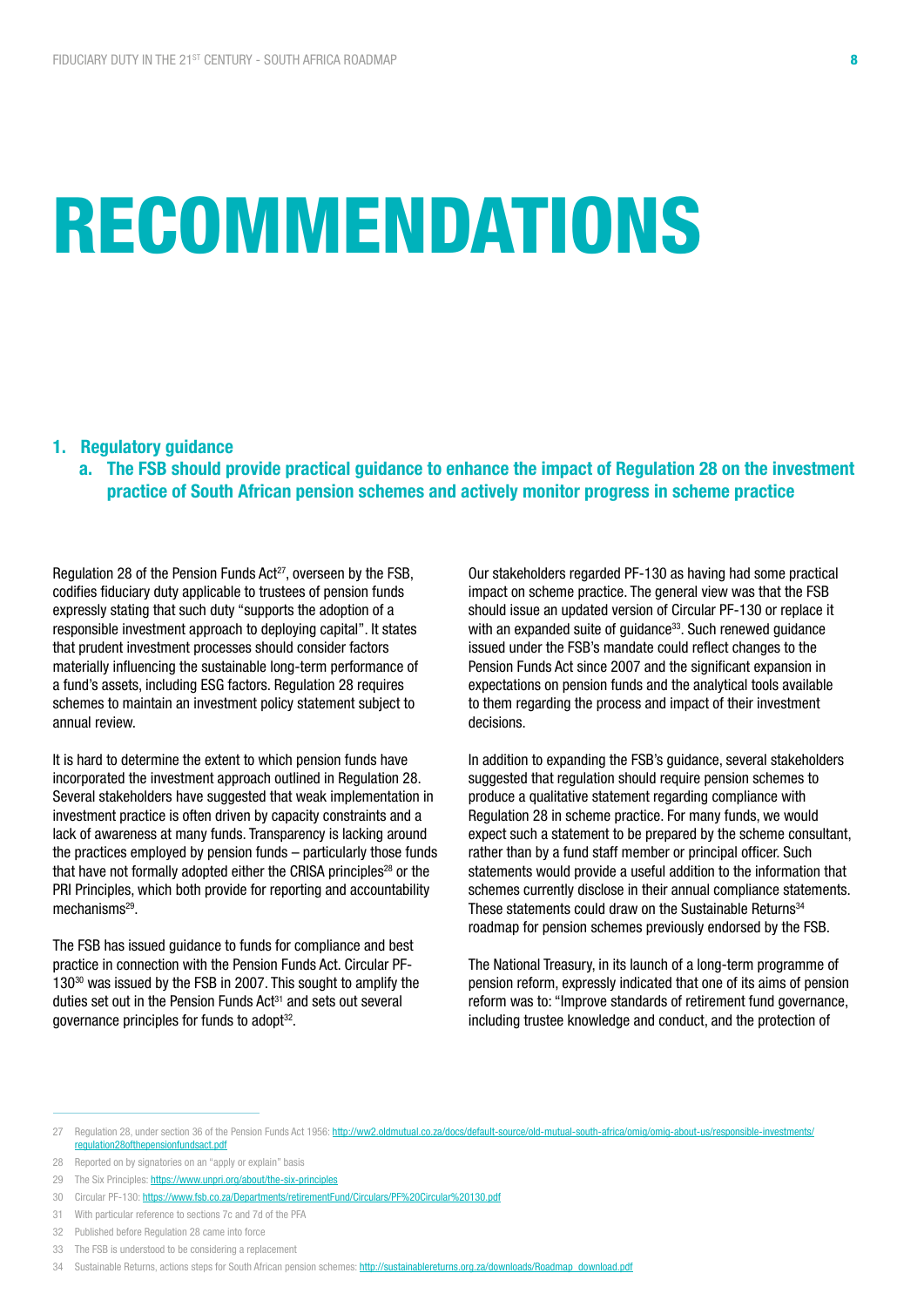# RECOMMENDATIONS

## 1. Regulatory guidance

### a. The FSB should provide practical guidance to enhance the impact of Regulation 28 on the investment practice of South African pension schemes and actively monitor progress in scheme practice

Regulation 28 of the Pension Funds Act[27], overseen by the FSB, codifies fiduciary duty applicable to trustees of pension funds expressly stating that such duty "supports the adoption of a responsible investment approach to deploying capital". It states that prudent investment processes should consider factors materially influencing the sustainable long-term performance of a fund's assets, including ESG factors. Regulation 28 requires schemes to maintain an investment policy statement subject to annual review.

It is hard to determine the extent to which pension funds have incorporated the investment approach outlined in Regulation 28. Several stakeholders have suggested that weak implementation in investment practice is often driven by capacity constraints and a lack of awareness at many funds. Transparency is lacking around the practices employed by pension funds – particularly those funds that have not formally adopted either the CRISA principles[28] or the PRI Principles, which both provide for reporting and accountability mechanisms[29].

The FSB has issued guidance to funds for compliance and best practice in connection with the Pension Funds Act. Circular PF-130[30] was issued by the FSB in 2007. This sought to amplify the duties set out in the Pension Funds Act[31] and sets out several governance principles for funds to adopt[32].

Our stakeholders regarded PF-130 as having had some practical impact on scheme practice. The general view was that the FSB should issue an updated version of Circular PF-130 or replace it with an expanded suite of guidance[33]. Such renewed guidance issued under the FSB's mandate could reflect changes to the Pension Funds Act since 2007 and the significant expansion in expectations on pension funds and the analytical tools available to them regarding the process and impact of their investment decisions.

In addition to expanding the FSB's guidance, several stakeholders suggested that regulation should require pension schemes to produce a qualitative statement regarding compliance with Regulation 28 in scheme practice. For many funds, we would expect such a statement to be prepared by the scheme consultant, rather than by a fund staff member or principal officer. Such statements would provide a useful addition to the information that schemes currently disclose in their annual compliance statements. These statements could draw on the Sustainable Returns[34] roadmap for pension schemes previously endorsed by the FSB.

The National Treasury, in its launch of a long-term programme of pension reform, expressly indicated that one of its aims of pension reform was to: "Improve standards of retirement fund governance, including trustee knowledge and conduct, and the protection of

---

27 Regulation 28, under section 36 of the Pension Funds Act 1956: http://ww2.oldmutual.co.za/docs/default-source/old-mutual-south-africa/omig/omig-about-us/responsible-investments/regulation28ofthepensionfundsact.pdf

28 Reported on by signatories on an "apply or explain" basis

29 The Six Principles: https://www.unpri.org/about/the-six-principles

30 Circular PF-130: https://www.fsb.co.za/Departments/retirementFund/Circulars/PF%20Circular%20130.pdf

31 With particular reference to sections 7c and 7d of the PFA

32 Published before Regulation 28 came into force

33 The FSB is understood to be considering a replacement

34 Sustainable Returns, actions steps for South African pension schemes: http://sustainablereturns.org.za/downloads/Roadmap_download.pdf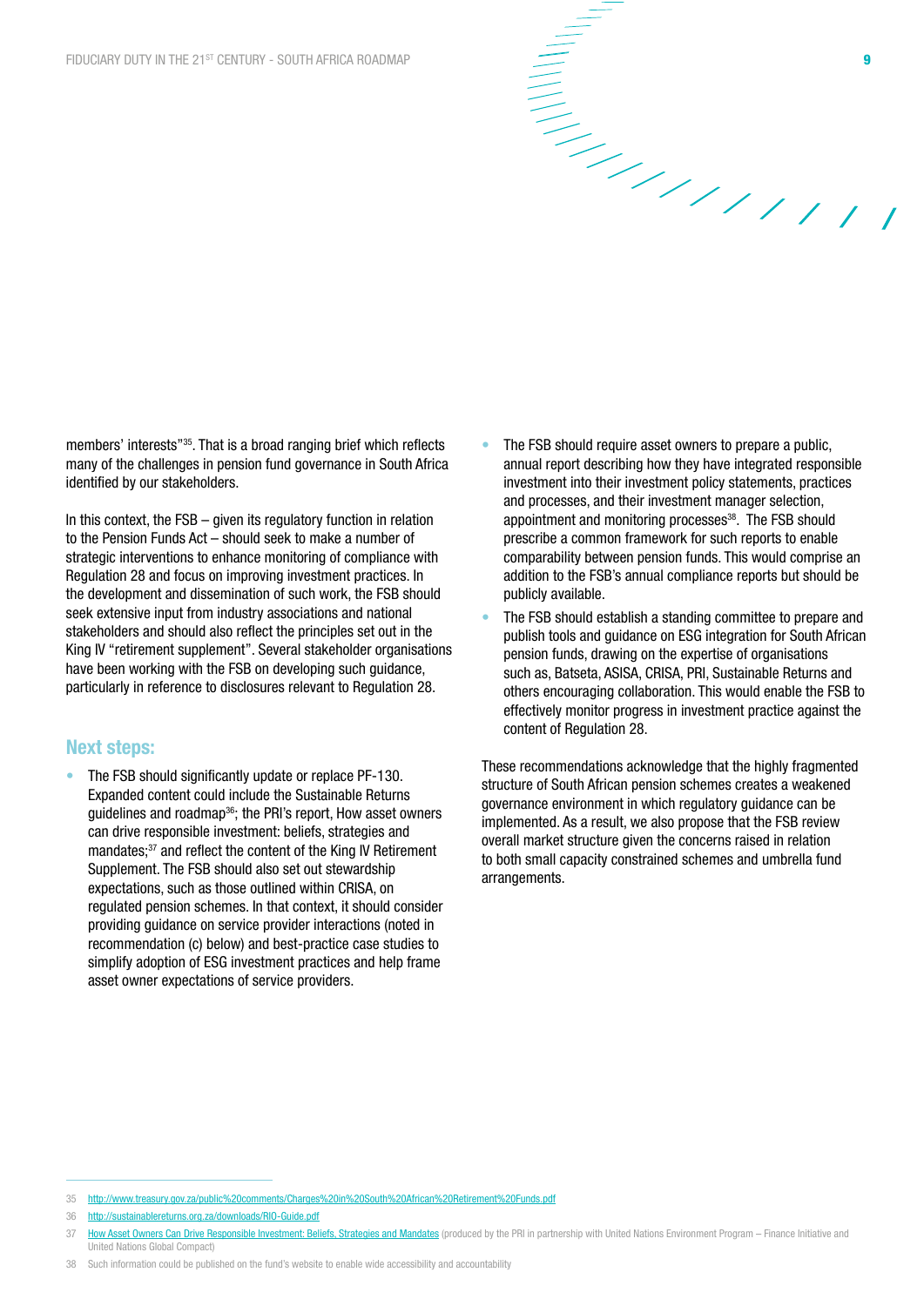members' interests"[35]. That is a broad ranging brief which reflects many of the challenges in pension fund governance in South Africa identified by our stakeholders.

In this context, the FSB – given its regulatory function in relation to the Pension Funds Act – should seek to make a number of strategic interventions to enhance monitoring of compliance with Regulation 28 and focus on improving investment practices. In the development and dissemination of such work, the FSB should seek extensive input from industry associations and national stakeholders and should also reflect the principles set out in the King IV "retirement supplement". Several stakeholder organisations have been working with the FSB on developing such guidance, particularly in reference to disclosures relevant to Regulation 28.

## Next steps:

- The FSB should significantly update or replace PF-130. Expanded content could include the Sustainable Returns guidelines and roadmap[36]; the PRI's report, How asset owners can drive responsible investment: beliefs, strategies and mandates;[37] and reflect the content of the King IV Retirement Supplement. The FSB should also set out stewardship expectations, such as those outlined within CRISA, on regulated pension schemes. In that context, it should consider providing guidance on service provider interactions (noted in recommendation (c) below) and best-practice case studies to simplify adoption of ESG investment practices and help frame asset owner expectations of service providers.
- The FSB should require asset owners to prepare a public, annual report describing how they have integrated responsible investment into their investment policy statements, practices and processes, and their investment manager selection, appointment and monitoring processes[38]. The FSB should prescribe a common framework for such reports to enable comparability between pension funds. This would comprise an addition to the FSB's annual compliance reports but should be publicly available.
- The FSB should establish a standing committee to prepare and publish tools and guidance on ESG integration for South African pension funds, drawing on the expertise of organisations such as, Batseta, ASISA, CRISA, PRI, Sustainable Returns and others encouraging collaboration. This would enable the FSB to effectively monitor progress in investment practice against the content of Regulation 28.

These recommendations acknowledge that the highly fragmented structure of South African pension schemes creates a weakened governance environment in which regulatory guidance can be implemented. As a result, we also propose that the FSB review overall market structure given the concerns raised in relation to both small capacity constrained schemes and umbrella fund arrangements.

---

35 http://www.treasury.gov.za/public%20comments/Charges%20in%20South%20African%20Retirement%20Funds.pdf

36 http://sustainablereturns.org.za/downloads/RIO-Guide.pdf

37 How Asset Owners Can Drive Responsible Investment: Beliefs, Strategies and Mandates (produced by the PRI in partnership with United Nations Environment Program – Finance Initiative and United Nations Global Compact)

38 Such information could be published on the fund's website to enable wide accessibility and accountability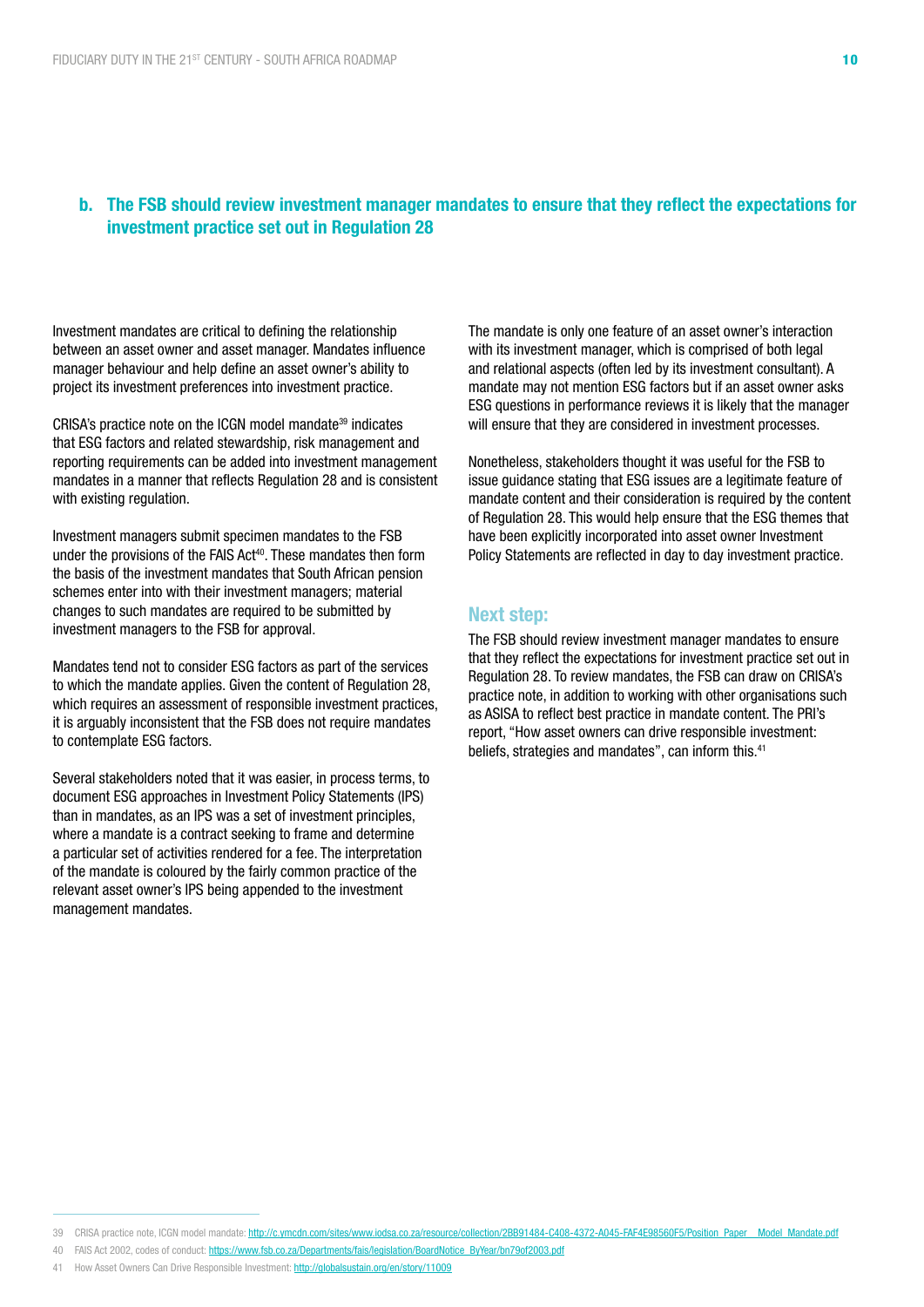### b. The FSB should review investment manager mandates to ensure that they reflect the expectations for investment practice set out in Regulation 28

Investment mandates are critical to defining the relationship between an asset owner and asset manager. Mandates influence manager behaviour and help define an asset owner's ability to project its investment preferences into investment practice.

CRISA's practice note on the ICGN model mandate[39] indicates that ESG factors and related stewardship, risk management and reporting requirements can be added into investment management mandates in a manner that reflects Regulation 28 and is consistent with existing regulation.

Investment managers submit specimen mandates to the FSB under the provisions of the FAIS Act[40]. These mandates then form the basis of the investment mandates that South African pension schemes enter into with their investment managers; material changes to such mandates are required to be submitted by investment managers to the FSB for approval.

Mandates tend not to consider ESG factors as part of the services to which the mandate applies. Given the content of Regulation 28, which requires an assessment of responsible investment practices, it is arguably inconsistent that the FSB does not require mandates to contemplate ESG factors.

Several stakeholders noted that it was easier, in process terms, to document ESG approaches in Investment Policy Statements (IPS) than in mandates, as an IPS was a set of investment principles, where a mandate is a contract seeking to frame and determine a particular set of activities rendered for a fee. The interpretation of the mandate is coloured by the fairly common practice of the relevant asset owner's IPS being appended to the investment management mandates.

The mandate is only one feature of an asset owner's interaction with its investment manager, which is comprised of both legal and relational aspects (often led by its investment consultant). A mandate may not mention ESG factors but if an asset owner asks ESG questions in performance reviews it is likely that the manager will ensure that they are considered in investment processes.

Nonetheless, stakeholders thought it was useful for the FSB to issue guidance stating that ESG issues are a legitimate feature of mandate content and their consideration is required by the content of Regulation 28. This would help ensure that the ESG themes that have been explicitly incorporated into asset owner Investment Policy Statements are reflected in day to day investment practice.

#### Next step:

The FSB should review investment manager mandates to ensure that they reflect the expectations for investment practice set out in Regulation 28. To review mandates, the FSB can draw on CRISA's practice note, in addition to working with other organisations such as ASISA to reflect best practice in mandate content. The PRI's report, "How asset owners can drive responsible investment: beliefs, strategies and mandates", can inform this.[41]

---

39 CRISA practice note, ICGN model mandate: http://c.ymcdn.com/sites/www.iodsa.co.za/resource/collection/2BB91484-C408-4372-A045-FAF4E98560F5/Position_Paper__Model_Mandate.pdf

40 FAIS Act 2002, codes of conduct: https://www.fsb.co.za/Departments/fais/legislation/BoardNotice_ByYear/bn79of2003.pdf

41 How Asset Owners Can Drive Responsible Investment: http://globalsustain.org/en/story/11009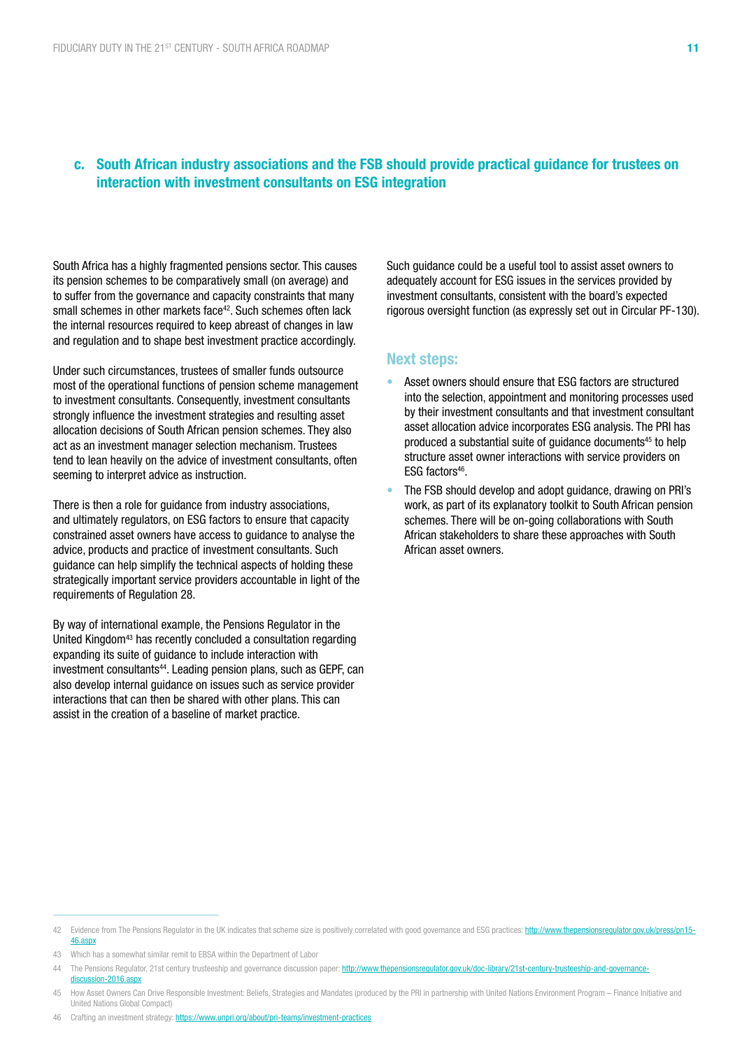### c. South African industry associations and the FSB should provide practical guidance for trustees on interaction with investment consultants on ESG integration

South Africa has a highly fragmented pensions sector. This causes its pension schemes to be comparatively small (on average) and to suffer from the governance and capacity constraints that many small schemes in other markets face[42]. Such schemes often lack the internal resources required to keep abreast of changes in law and regulation and to shape best investment practice accordingly.

Under such circumstances, trustees of smaller funds outsource most of the operational functions of pension scheme management to investment consultants. Consequently, investment consultants strongly influence the investment strategies and resulting asset allocation decisions of South African pension schemes. They also act as an investment manager selection mechanism. Trustees tend to lean heavily on the advice of investment consultants, often seeming to interpret advice as instruction.

There is then a role for guidance from industry associations, and ultimately regulators, on ESG factors to ensure that capacity constrained asset owners have access to guidance to analyse the advice, products and practice of investment consultants. Such guidance can help simplify the technical aspects of holding these strategically important service providers accountable in light of the requirements of Regulation 28.

By way of international example, the Pensions Regulator in the United Kingdom[43] has recently concluded a consultation regarding expanding its suite of guidance to include interaction with investment consultants[44]. Leading pension plans, such as GEPF, can also develop internal guidance on issues such as service provider interactions that can then be shared with other plans. This can assist in the creation of a baseline of market practice.

Such guidance could be a useful tool to assist asset owners to adequately account for ESG issues in the services provided by investment consultants, consistent with the board's expected rigorous oversight function (as expressly set out in Circular PF-130).

#### Next steps:

- Asset owners should ensure that ESG factors are structured into the selection, appointment and monitoring processes used by their investment consultants and that investment consultant asset allocation advice incorporates ESG analysis. The PRI has produced a substantial suite of guidance documents[45] to help structure asset owner interactions with service providers on ESG factors[46].
- The FSB should develop and adopt guidance, drawing on PRI's work, as part of its explanatory toolkit to South African pension schemes. There will be on-going collaborations with South African stakeholders to share these approaches with South African asset owners.

---

42 Evidence from The Pensions Regulator in the UK indicates that scheme size is positively correlated with good governance and ESG practices: http://www.thepensionsregulator.gov.uk/press/pn15-46.aspx

43 Which has a somewhat similar remit to EBSA within the Department of Labor

44 The Pensions Regulator, 21st century trusteeship and governance discussion paper: http://www.thepensionsregulator.gov.uk/doc-library/21st-century-trusteeship-and-governance-discussion-2016.aspx

45 How Asset Owners Can Drive Responsible Investment: Beliefs, Strategies and Mandates (produced by the PRI in partnership with United Nations Environment Program – Finance Initiative and United Nations Global Compact)

46 Crafting an investment strategy: https://www.unpri.org/about/pri-teams/investment-practices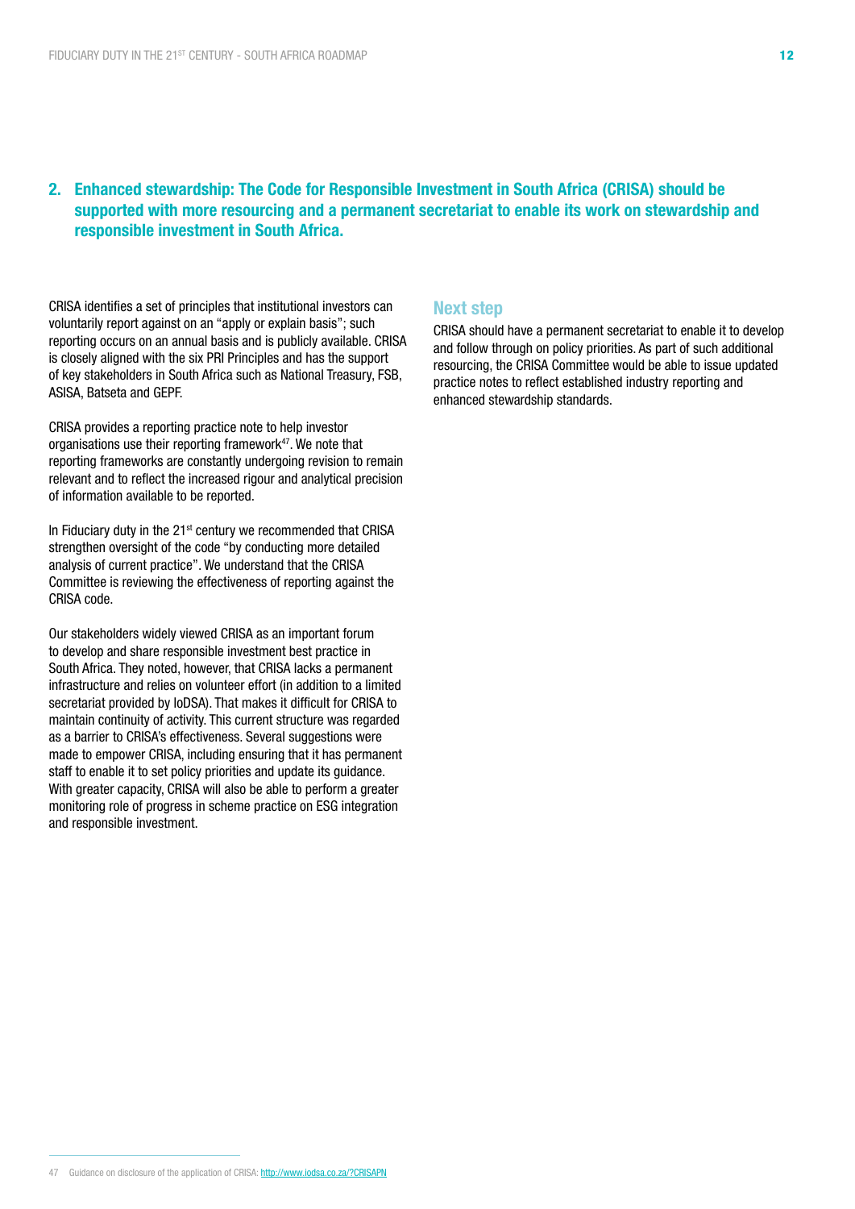## 2. Enhanced stewardship: The Code for Responsible Investment in South Africa (CRISA) should be supported with more resourcing and a permanent secretariat to enable its work on stewardship and responsible investment in South Africa.

CRISA identifies a set of principles that institutional investors can voluntarily report against on an "apply or explain basis"; such reporting occurs on an annual basis and is publicly available. CRISA is closely aligned with the six PRI Principles and has the support of key stakeholders in South Africa such as National Treasury, FSB, ASISA, Batseta and GEPF.

CRISA provides a reporting practice note to help investor organisations use their reporting framework[47]. We note that reporting frameworks are constantly undergoing revision to remain relevant and to reflect the increased rigour and analytical precision of information available to be reported.

In Fiduciary duty in the 21st century we recommended that CRISA strengthen oversight of the code "by conducting more detailed analysis of current practice". We understand that the CRISA Committee is reviewing the effectiveness of reporting against the CRISA code.

Our stakeholders widely viewed CRISA as an important forum to develop and share responsible investment best practice in South Africa. They noted, however, that CRISA lacks a permanent infrastructure and relies on volunteer effort (in addition to a limited secretariat provided by IoDSA). That makes it difficult for CRISA to maintain continuity of activity. This current structure was regarded as a barrier to CRISA's effectiveness. Several suggestions were made to empower CRISA, including ensuring that it has permanent staff to enable it to set policy priorities and update its guidance. With greater capacity, CRISA will also be able to perform a greater monitoring role of progress in scheme practice on ESG integration and responsible investment.

### Next step

CRISA should have a permanent secretariat to enable it to develop and follow through on policy priorities. As part of such additional resourcing, the CRISA Committee would be able to issue updated practice notes to reflect established industry reporting and enhanced stewardship standards.

---

47 Guidance on disclosure of the application of CRISA: http://www.iodsa.co.za/?CRISAPN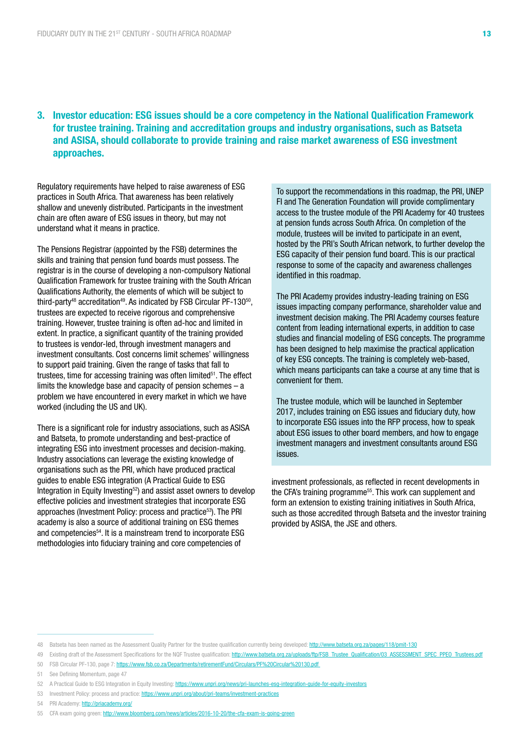## 3. Investor education: ESG issues should be a core competency in the National Qualification Framework for trustee training. Training and accreditation groups and industry organisations, such as Batseta and ASISA, should collaborate to provide training and raise market awareness of ESG investment approaches.

Regulatory requirements have helped to raise awareness of ESG practices in South Africa. That awareness has been relatively shallow and unevenly distributed. Participants in the investment chain are often aware of ESG issues in theory, but may not understand what it means in practice.

The Pensions Registrar (appointed by the FSB) determines the skills and training that pension fund boards must possess. The registrar is in the course of developing a non-compulsory National Qualification Framework for trustee training with the South African Qualifications Authority, the elements of which will be subject to third-party[48] accreditation[49]. As indicated by FSB Circular PF-130[50], trustees are expected to receive rigorous and comprehensive training. However, trustee training is often ad-hoc and limited in extent. In practice, a significant quantity of the training provided to trustees is vendor-led, through investment managers and investment consultants. Cost concerns limit schemes' willingness to support paid training. Given the range of tasks that fall to trustees, time for accessing training was often limited[51]. The effect limits the knowledge base and capacity of pension schemes – a problem we have encountered in every market in which we have worked (including the US and UK).

There is a significant role for industry associations, such as ASISA and Batseta, to promote understanding and best-practice of integrating ESG into investment processes and decision-making. Industry associations can leverage the existing knowledge of organisations such as the PRI, which have produced practical guides to enable ESG integration (A Practical Guide to ESG Integration in Equity Investing[52]) and assist asset owners to develop effective policies and investment strategies that incorporate ESG approaches (Investment Policy: process and practice[53]). The PRI academy is also a source of additional training on ESG themes and competencies[54]. It is a mainstream trend to incorporate ESG methodologies into fiduciary training and core competencies of investment professionals, as reflected in recent developments in the CFA's training programme[55]. This work can supplement and form an extension to existing training initiatives in South Africa, such as those accredited through Batseta and the investor training provided by ASISA, the JSE and others.

> To support the recommendations in this roadmap, the PRI, UNEP FI and The Generation Foundation will provide complimentary access to the trustee module of the PRI Academy for 40 trustees at pension funds across South Africa. On completion of the module, trustees will be invited to participate in an event, hosted by the PRI's South African network, to further develop the ESG capacity of their pension fund board. This is our practical response to some of the capacity and awareness challenges identified in this roadmap.
>
> The PRI Academy provides industry-leading training on ESG issues impacting company performance, shareholder value and investment decision making. The PRI Academy courses feature content from leading international experts, in addition to case studies and financial modeling of ESG concepts. The programme has been designed to help maximise the practical application of key ESG concepts. The training is completely web-based, which means participants can take a course at any time that is convenient for them.
>
> The trustee module, which will be launched in September 2017, includes training on ESG issues and fiduciary duty, how to incorporate ESG issues into the RFP process, how to speak about ESG issues to other board members, and how to engage investment managers and investment consultants around ESG issues.

---

48 Batseta has been named as the Assessment Quality Partner for the trustee qualification currently being developed: http://www.batseta.org.za/pages/118/pmit-130

49 Existing draft of the Assessment Specifications for the NQF Trustee qualification: http://www.batseta.org.za/uploads/ftp/FSB_Trustee_Qualification/03_ASSESSMENT_SPEC_PPEO_Trustees.pdf

50 FSB Circular PF-130, page 7: https://www.fsb.co.za/Departments/retirementFund/Circulars/PF%20Circular%20130.pdf

51 See Defining Momentum, page 47

52 A Practical Guide to ESG Integration in Equity Investing: https://www.unpri.org/news/pri-launches-esg-integration-guide-for-equity-investors

53 Investment Policy: process and practice: https://www.unpri.org/about/pri-teams/investment-practices

54 PRI Academy: http://priacademy.org/

55 CFA exam going green: http://www.bloomberg.com/news/articles/2016-10-20/the-cfa-exam-is-going-green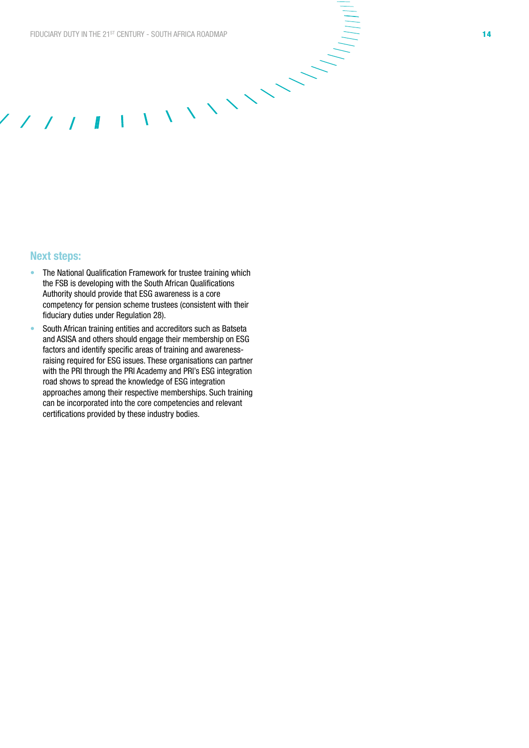### Next steps:

- The National Qualification Framework for trustee training which the FSB is developing with the South African Qualifications Authority should provide that ESG awareness is a core competency for pension scheme trustees (consistent with their fiduciary duties under Regulation 28).
- South African training entities and accreditors such as Batseta and ASISA and others should engage their membership on ESG factors and identify specific areas of training and awareness-raising required for ESG issues. These organisations can partner with the PRI through the PRI Academy and PRI's ESG integration road shows to spread the knowledge of ESG integration approaches among their respective memberships. Such training can be incorporated into the core competencies and relevant certifications provided by these industry bodies.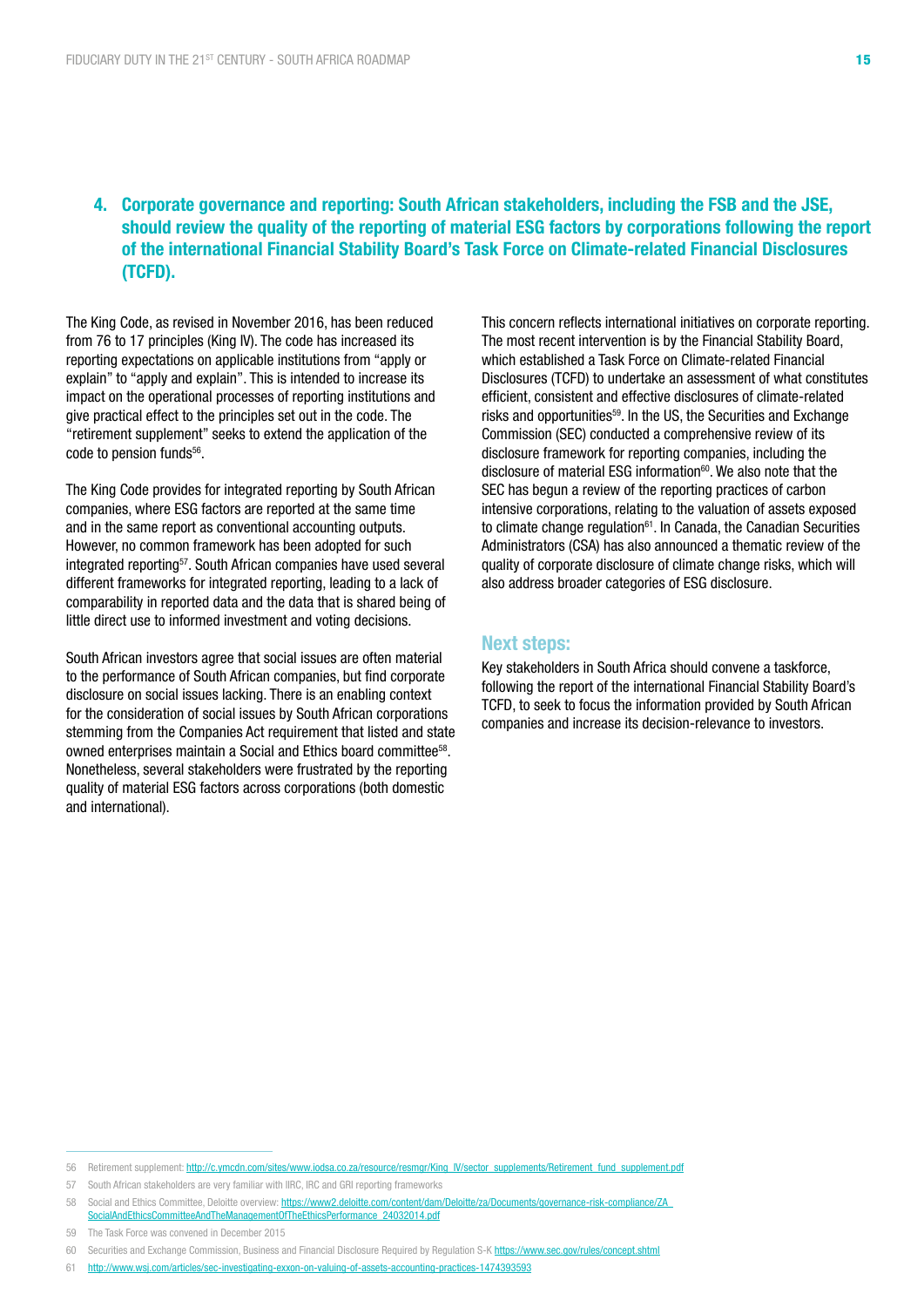## 4. Corporate governance and reporting: South African stakeholders, including the FSB and the JSE, should review the quality of the reporting of material ESG factors by corporations following the report of the international Financial Stability Board's Task Force on Climate-related Financial Disclosures (TCFD).

The King Code, as revised in November 2016, has been reduced from 76 to 17 principles (King IV). The code has increased its reporting expectations on applicable institutions from "apply or explain" to "apply and explain". This is intended to increase its impact on the operational processes of reporting institutions and give practical effect to the principles set out in the code. The "retirement supplement" seeks to extend the application of the code to pension funds[56].

The King Code provides for integrated reporting by South African companies, where ESG factors are reported at the same time and in the same report as conventional accounting outputs. However, no common framework has been adopted for such integrated reporting[57]. South African companies have used several different frameworks for integrated reporting, leading to a lack of comparability in reported data and the data that is shared being of little direct use to informed investment and voting decisions.

South African investors agree that social issues are often material to the performance of South African companies, but find corporate disclosure on social issues lacking. There is an enabling context for the consideration of social issues by South African corporations stemming from the Companies Act requirement that listed and state owned enterprises maintain a Social and Ethics board committee[58]. Nonetheless, several stakeholders were frustrated by the reporting quality of material ESG factors across corporations (both domestic and international).

This concern reflects international initiatives on corporate reporting. The most recent intervention is by the Financial Stability Board, which established a Task Force on Climate-related Financial Disclosures (TCFD) to undertake an assessment of what constitutes efficient, consistent and effective disclosures of climate-related risks and opportunities[59]. In the US, the Securities and Exchange Commission (SEC) conducted a comprehensive review of its disclosure framework for reporting companies, including the disclosure of material ESG information[60]. We also note that the SEC has begun a review of the reporting practices of carbon intensive corporations, relating to the valuation of assets exposed to climate change regulation[61]. In Canada, the Canadian Securities Administrators (CSA) has also announced a thematic review of the quality of corporate disclosure of climate change risks, which will also address broader categories of ESG disclosure.

### Next steps:

Key stakeholders in South Africa should convene a taskforce, following the report of the international Financial Stability Board's TCFD, to seek to focus the information provided by South African companies and increase its decision-relevance to investors.

---

56 Retirement supplement: http://c.ymcdn.com/sites/www.iodsa.co.za/resource/resmgr/King_IV/sector_supplements/Retirement_fund_supplement.pdf

57 South African stakeholders are very familiar with IIRC, IRC and GRI reporting frameworks

58 Social and Ethics Committee, Deloitte overview: https://www2.deloitte.com/content/dam/Deloitte/za/Documents/governance-risk-compliance/ZA_SocialAndEthicsCommitteeAndTheManagementOfTheEthicsPerformance_24032014.pdf

59 The Task Force was convened in December 2015

60 Securities and Exchange Commission, Business and Financial Disclosure Required by Regulation S-K https://www.sec.gov/rules/concept.shtml

61 http://www.wsj.com/articles/sec-investigating-exxon-on-valuing-of-assets-accounting-practices-1474393593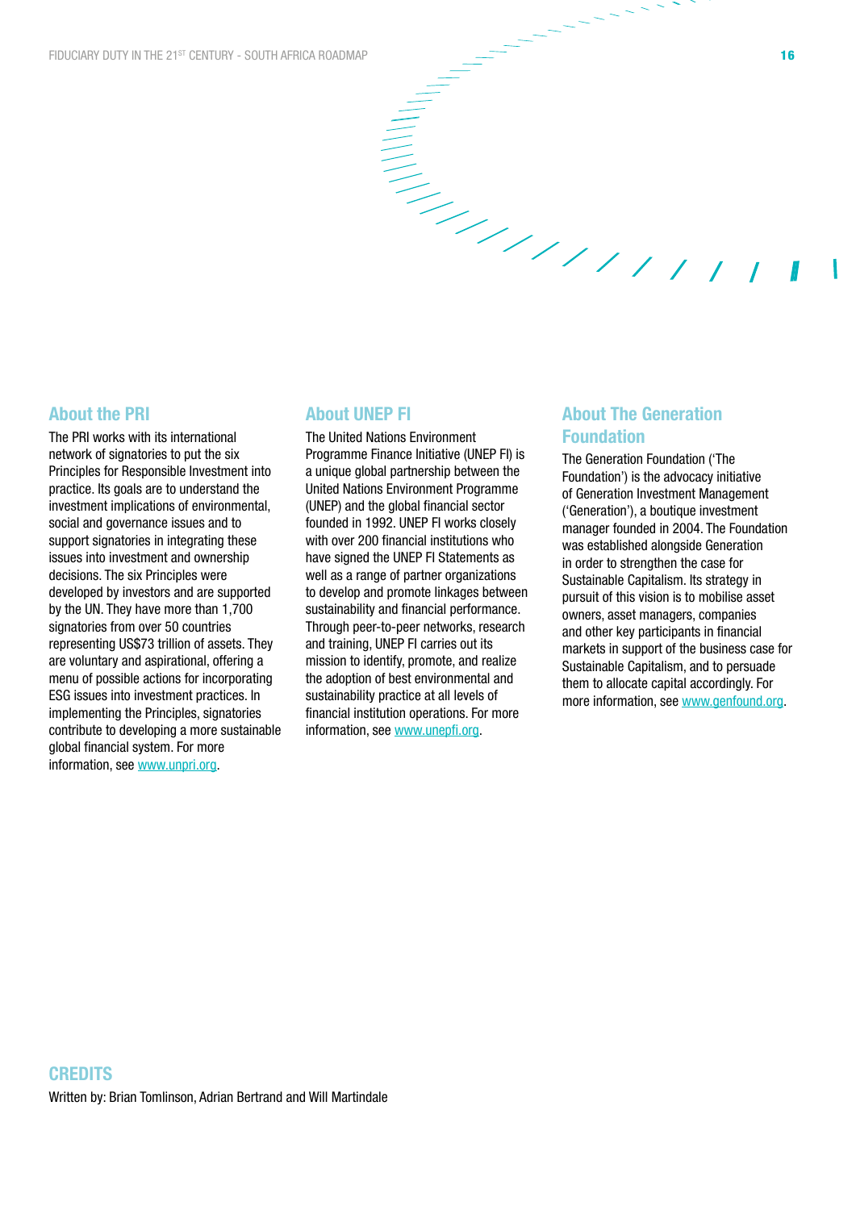## About the PRI

The PRI works with its international network of signatories to put the six Principles for Responsible Investment into practice. Its goals are to understand the investment implications of environmental, social and governance issues and to support signatories in integrating these issues into investment and ownership decisions. The six Principles were developed by investors and are supported by the UN. They have more than 1,700 signatories from over 50 countries representing US$73 trillion of assets. They are voluntary and aspirational, offering a menu of possible actions for incorporating ESG issues into investment practices. In implementing the Principles, signatories contribute to developing a more sustainable global financial system. For more information, see www.unpri.org.

## About UNEP FI

The United Nations Environment Programme Finance Initiative (UNEP FI) is a unique global partnership between the United Nations Environment Programme (UNEP) and the global financial sector founded in 1992. UNEP FI works closely with over 200 financial institutions who have signed the UNEP FI Statements as well as a range of partner organizations to develop and promote linkages between sustainability and financial performance. Through peer-to-peer networks, research and training, UNEP FI carries out its mission to identify, promote, and realize the adoption of best environmental and sustainability practice at all levels of financial institution operations. For more information, see www.unepfi.org.

## About The Generation Foundation

The Generation Foundation ('The Foundation') is the advocacy initiative of Generation Investment Management ('Generation'), a boutique investment manager founded in 2004. The Foundation was established alongside Generation in order to strengthen the case for Sustainable Capitalism. Its strategy in pursuit of this vision is to mobilise asset owners, asset managers, companies and other key participants in financial markets in support of the business case for Sustainable Capitalism, and to persuade them to allocate capital accordingly. For more information, see www.genfound.org.

## CREDITS

Written by: Brian Tomlinson, Adrian Bertrand and Will Martindale